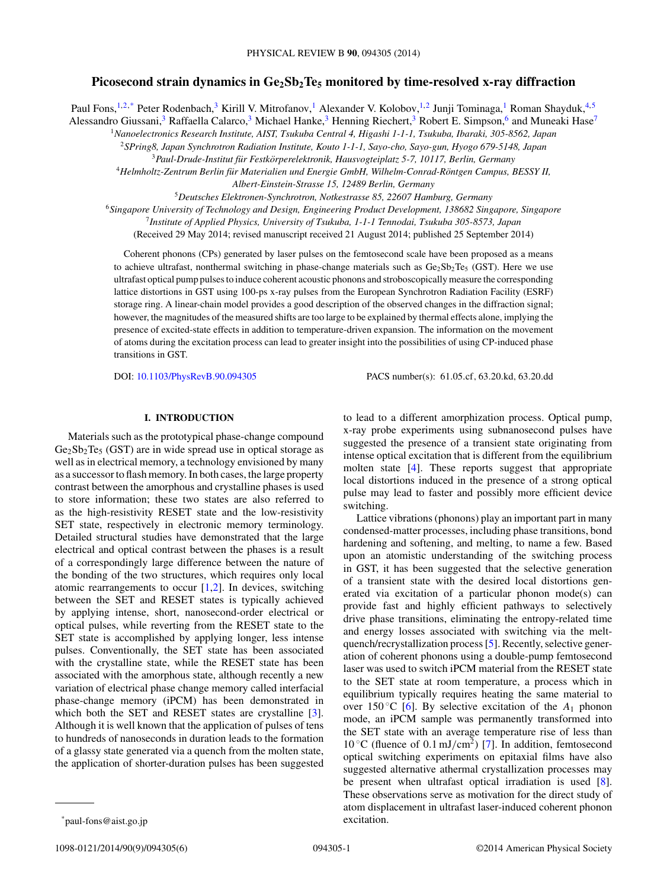# Picosecond strain dynamics in $Ge_2Sb_2Te_5$ monitored by time-resolved x-ray diffraction

Paul Fons,[1,2,*] Peter Rodenbach,[3] Kirill V. Mitrofanov,[1] Alexander V. Kolobov,[1,2] Junji Tominaga,[1] Roman Shayduk,[4,5] Alessandro Giussani,[3] Raffaella Calarco,[3] Michael Hanke,[3] Henning Riechert,[3] Robert E. Simpson,[6] and Muneaki Hase[7]

[1]Nanoelectronics Research Institute, AIST, Tsukuba Central 4, Higashi 1-1-1, Tsukuba, Ibaraki, 305-8562, Japan

[2]SPring8, Japan Synchrotron Radiation Institute, Kouto 1-1-1, Sayo-cho, Sayo-gun, Hyogo 679-5148, Japan

[3]Paul-Drude-Institut für Festkörperelektronik, Hausvogteiplatz 5-7, 10117, Berlin, Germany

[4]Helmholtz-Zentrum Berlin für Materialien und Energie GmbH, Wilhelm-Conrad-Röntgen Campus, BESSY II, Albert-Einstein-Strasse 15, 12489 Berlin, Germany

[5]Deutsches Elektronen-Synchrotron, Notkestrasse 85, 22607 Hamburg, Germany

[6]Singapore University of Technology and Design, Engineering Product Development, 138682 Singapore, Singapore

[7]Institute of Applied Physics, University of Tsukuba, 1-1-1 Tennodai, Tsukuba 305-8573, Japan

(Received 29 May 2014; revised manuscript received 21 August 2014; published 25 September 2014)

Coherent phonons (CPs) generated by laser pulses on the femtosecond scale have been proposed as a means to achieve ultrafast, nonthermal switching in phase-change materials such as $Ge_2Sb_2Te_5$ (GST). Here we use ultrafast optical pump pulses to induce coherent acoustic phonons and stroboscopically measure the corresponding lattice distortions in GST using 100-ps x-ray pulses from the European Synchrotron Radiation Facility (ESRF) storage ring. A linear-chain model provides a good description of the observed changes in the diffraction signal; however, the magnitudes of the measured shifts are too large to be explained by thermal effects alone, implying the presence of excited-state effects in addition to temperature-driven expansion. The information on the movement of atoms during the excitation process can lead to greater insight into the possibilities of using CP-induced phase transitions in GST.

DOI: 10.1103/PhysRevB.90.094305

PACS number(s): 61.05.cf, 63.20.kd, 63.20.dd

## I. INTRODUCTION

Materials such as the prototypical phase-change compound $Ge_2Sb_2Te_5$ (GST) are in wide spread use in optical storage as well as in electrical memory, a technology envisioned by many as a successor to flash memory. In both cases, the large property contrast between the amorphous and crystalline phases is used to store information; these two states are also referred to as the high-resistivity RESET state and the low-resistivity SET state, respectively in electronic memory terminology. Detailed structural studies have demonstrated that the large electrical and optical contrast between the phases is a result of a correspondingly large difference between the nature of the bonding of the two structures, which requires only local atomic rearrangements to occur [1,2]. In devices, switching between the SET and RESET states is typically achieved by applying intense, short, nanosecond-order electrical or optical pulses, while reverting from the RESET state to the SET state is accomplished by applying longer, less intense pulses. Conventionally, the SET state has been associated with the crystalline state, while the RESET state has been associated with the amorphous state, although recently a new variation of electrical phase change memory called interfacial phase-change memory (iPCM) has been demonstrated in which both the SET and RESET states are crystalline [3]. Although it is well known that the application of pulses of tens to hundreds of nanoseconds in duration leads to the formation of a glassy state generated via a quench from the molten state, the application of shorter-duration pulses has been suggested to lead to a different amorphization process. Optical pump, x-ray probe experiments using subnanosecond pulses have suggested the presence of a transient state originating from intense optical excitation that is different from the equilibrium molten state [4]. These reports suggest that appropriate local distortions induced in the presence of a strong optical pulse may lead to faster and possibly more efficient device switching.

Lattice vibrations (phonons) play an important part in many condensed-matter processes, including phase transitions, bond hardening and softening, and melting, to name a few. Based upon an atomistic understanding of the switching process in GST, it has been suggested that the selective generation of a transient state with the desired local distortions generated via excitation of a particular phonon mode(s) can provide fast and highly efficient pathways to selectively drive phase transitions, eliminating the entropy-related time and energy losses associated with switching via the melt-quench/recrystallization process [5]. Recently, selective generation of coherent phonons using a double-pump femtosecond laser was used to switch iPCM material from the RESET state to the SET state at room temperature, a process which in equilibrium typically requires heating the same material to over 150 °C [6]. By selective excitation of the $A_1$ phonon mode, an iPCM sample was permanently transformed into the SET state with an average temperature rise of less than 10 °C (fluence of 0.1 $mJ/cm^2$) [7]. In addition, femtosecond optical switching experiments on epitaxial films have also suggested alternative athermal crystallization processes may be present when ultrafast optical irradiation is used [8]. These observations serve as motivation for the direct study of atom displacement in ultrafast laser-induced coherent phonon excitation.

*paul-fons@aist.go.jp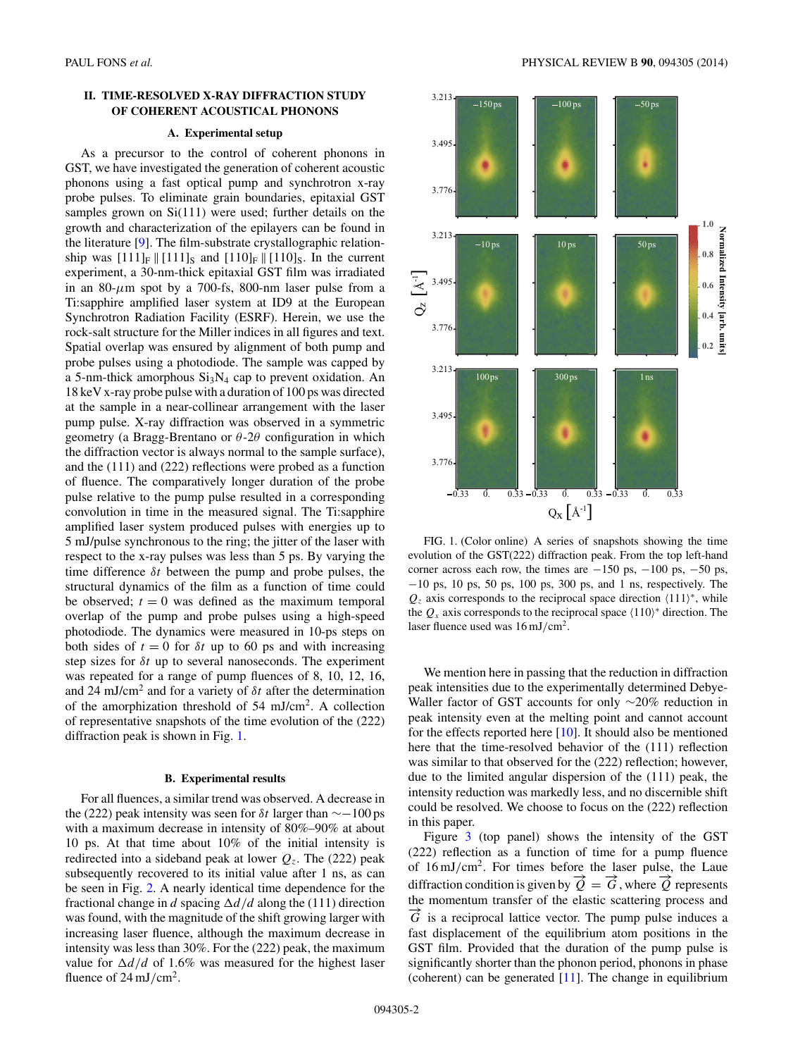## II. TIME-RESOLVED X-RAY DIFFRACTION STUDY OF COHERENT ACOUSTICAL PHONONS

### A. Experimental setup

As a precursor to the control of coherent phonons in GST, we have investigated the generation of coherent acoustic phonons using a fast optical pump and synchrotron x-ray probe pulses. To eliminate grain boundaries, epitaxial GST samples grown on Si(111) were used; further details on the growth and characterization of the epilayers can be found in the literature [9]. The film-substrate crystallographic relationship was $[111]_F \parallel [111]_S$ and $[110]_F \parallel [110]_S$. In the current experiment, a 30-nm-thick epitaxial GST film was irradiated in an 80-$\mu$m spot by a 700-fs, 800-nm laser pulse from a Ti:sapphire amplified laser system at ID9 at the European Synchrotron Radiation Facility (ESRF). Herein, we use the rock-salt structure for the Miller indices in all figures and text. Spatial overlap was ensured by alignment of both pump and probe pulses using a photodiode. The sample was capped by a 5-nm-thick amorphous $Si_3N_4$ cap to prevent oxidation. An 18 keV x-ray probe pulse with a duration of 100 ps was directed at the sample in a near-collinear arrangement with the laser pump pulse. X-ray diffraction was observed in a symmetric geometry (a Bragg-Brentano or $\theta$-$2\theta$ configuration in which the diffraction vector is always normal to the sample surface), and the (111) and (222) reflections were probed as a function of fluence. The comparatively longer duration of the probe pulse relative to the pump pulse resulted in a corresponding convolution in time in the measured signal. The Ti:sapphire amplified laser system produced pulses with energies up to 5 mJ/pulse synchronous to the ring; the jitter of the laser with respect to the x-ray pulses was less than 5 ps. By varying the time difference $\delta t$ between the pump and probe pulses, the structural dynamics of the film as a function of time could be observed; $t = 0$ was defined as the maximum temporal overlap of the pump and probe pulses using a high-speed photodiode. The dynamics were measured in 10-ps steps on both sides of $t = 0$ for $\delta t$ up to 60 ps and with increasing step sizes for $\delta t$ up to several nanoseconds. The experiment was repeated for a range of pump fluences of 8, 10, 12, 16, and 24 mJ/cm$^2$ and for a variety of $\delta t$ after the determination of the amorphization threshold of 54 mJ/cm$^2$. A collection of representative snapshots of the time evolution of the (222) diffraction peak is shown in Fig. 1.

### B. Experimental results

For all fluences, a similar trend was observed. A decrease in the (222) peak intensity was seen for $\delta t$ larger than $\sim -100$ ps with a maximum decrease in intensity of 80%–90% at about 10 ps. At that time about 10% of the initial intensity is redirected into a sideband peak at lower $Q_z$. The (222) peak subsequently recovered to its initial value after 1 ns, as can be seen in Fig. 2. A nearly identical time dependence for the fractional change in $d$ spacing $\Delta d/d$ along the (111) direction was found, with the magnitude of the shift growing larger with increasing laser fluence, although the maximum decrease in intensity was less than 30%. For the (222) peak, the maximum value for $\Delta d/d$ of 1.6% was measured for the highest laser fluence of 24 mJ/cm$^2$.

FIG. 1. (Color online) A series of snapshots showing the time evolution of the GST(222) diffraction peak. From the top left-hand corner across each row, the times are −150 ps, −100 ps, −50 ps, −10 ps, 10 ps, 50 ps, 100 ps, 300 ps, and 1 ns, respectively. The $Q_z$ axis corresponds to the reciprocal space direction $\langle 111 \rangle^*$, while the $Q_x$ axis corresponds to the reciprocal space $\langle 110 \rangle^*$ direction. The laser fluence used was 16 mJ/cm$^2$.

We mention here in passing that the reduction in diffraction peak intensities due to the experimentally determined Debye-Waller factor of GST accounts for only ∼20% reduction in peak intensity even at the melting point and cannot account for the effects reported here [10]. It should also be mentioned here that the time-resolved behavior of the (111) reflection was similar to that observed for the (222) reflection; however, due to the limited angular dispersion of the (111) peak, the intensity reduction was markedly less, and no discernible shift could be resolved. We choose to focus on the (222) reflection in this paper.

Figure 3 (top panel) shows the intensity of the GST (222) reflection as a function of time for a pump fluence of 16 mJ/cm$^2$. For times before the laser pulse, the Laue diffraction condition is given by $\vec{Q} = \vec{G}$, where $\vec{Q}$ represents the momentum transfer of the elastic scattering process and $\vec{G}$ is a reciprocal lattice vector. The pump pulse induces a fast displacement of the equilibrium atom positions in the GST film. Provided that the duration of the pump pulse is significantly shorter than the phonon period, phonons in phase (coherent) can be generated [11]. The change in equilibrium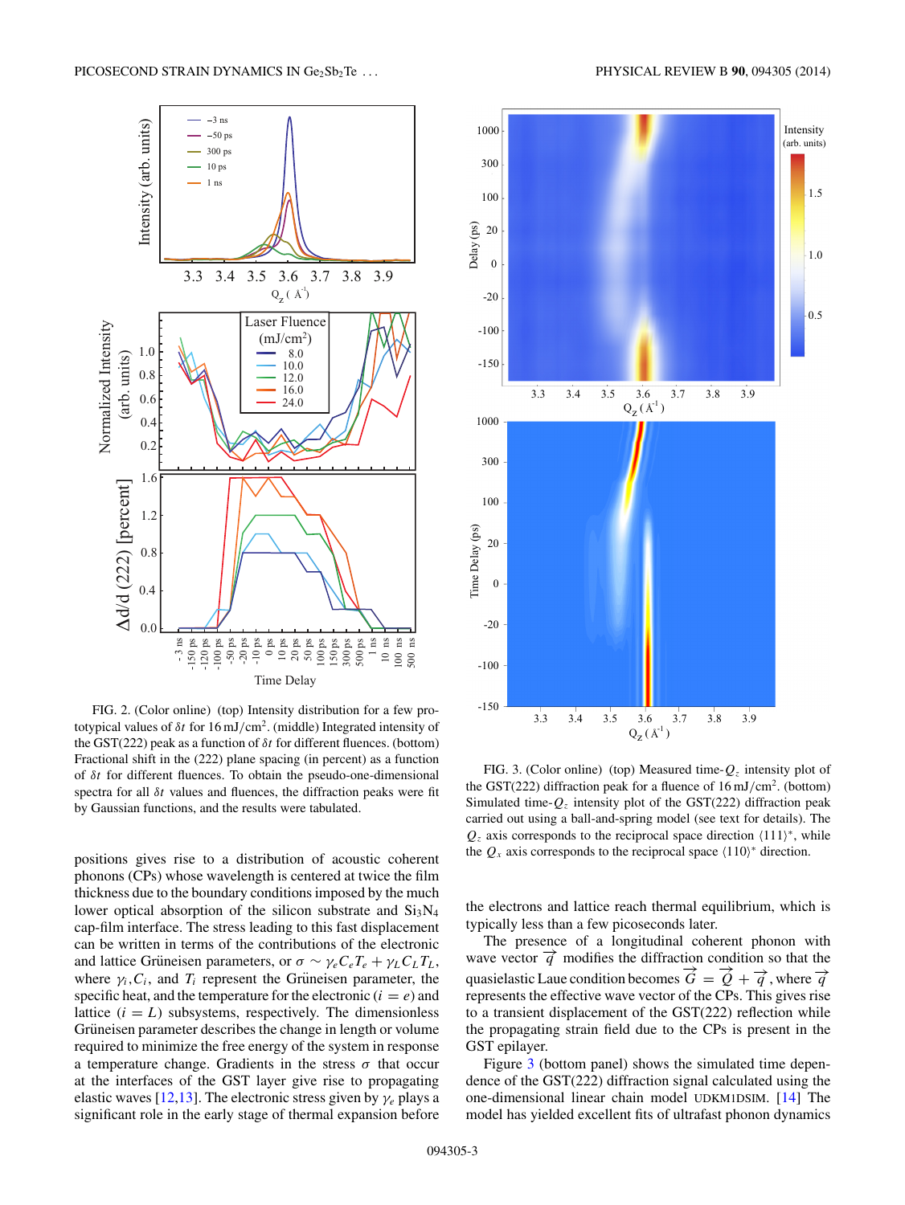FIG. 2. (Color online) (top) Intensity distribution for a few prototypical values of $\delta t$ for 16 mJ/cm$^2$. (middle) Integrated intensity of the GST(222) peak as a function of $\delta t$ for different fluences. (bottom) Fractional shift in the (222) plane spacing (in percent) as a function of $\delta t$ for different fluences. To obtain the pseudo-one-dimensional spectra for all $\delta t$ values and fluences, the diffraction peaks were fit by Gaussian functions, and the results were tabulated.

FIG. 3. (Color online) (top) Measured time-$Q_z$ intensity plot of the GST(222) diffraction peak for a fluence of 16 mJ/cm$^2$. (bottom) Simulated time-$Q_z$ intensity plot of the GST(222) diffraction peak carried out using a ball-and-spring model (see text for details). The $Q_z$ axis corresponds to the reciprocal space direction $\langle 111\rangle^*$, while the $Q_x$ axis corresponds to the reciprocal space $\langle 110\rangle^*$ direction.

positions gives rise to a distribution of acoustic coherent phonons (CPs) whose wavelength is centered at twice the film thickness due to the boundary conditions imposed by the much lower optical absorption of the silicon substrate and $Si_3N_4$ cap-film interface. The stress leading to this fast displacement can be written in terms of the contributions of the electronic and lattice Grüneisen parameters, or $\sigma \sim \gamma_e C_e T_e + \gamma_L C_L T_L$, where $\gamma_i, C_i$, and $T_i$ represent the Grüneisen parameter, the specific heat, and the temperature for the electronic ($i = e$) and lattice ($i = L$) subsystems, respectively. The dimensionless Grüneisen parameter describes the change in length or volume required to minimize the free energy of the system in response a temperature change. Gradients in the stress $\sigma$ that occur at the interfaces of the GST layer give rise to propagating elastic waves [12,13]. The electronic stress given by $\gamma_e$ plays a significant role in the early stage of thermal expansion before the electrons and lattice reach thermal equilibrium, which is typically less than a few picoseconds later.

The presence of a longitudinal coherent phonon with wave vector $\vec{q}$ modifies the diffraction condition so that the quasielastic Laue condition becomes $\vec{G} = \vec{Q} + \vec{q}$, where $\vec{q}$ represents the effective wave vector of the CPs. This gives rise to a transient displacement of the GST(222) reflection while the propagating strain field due to the CPs is present in the GST epilayer.

Figure 3 (bottom panel) shows the simulated time dependence of the GST(222) diffraction signal calculated using the one-dimensional linear chain model UDKM1DSIM. [14] The model has yielded excellent fits of ultrafast phonon dynamics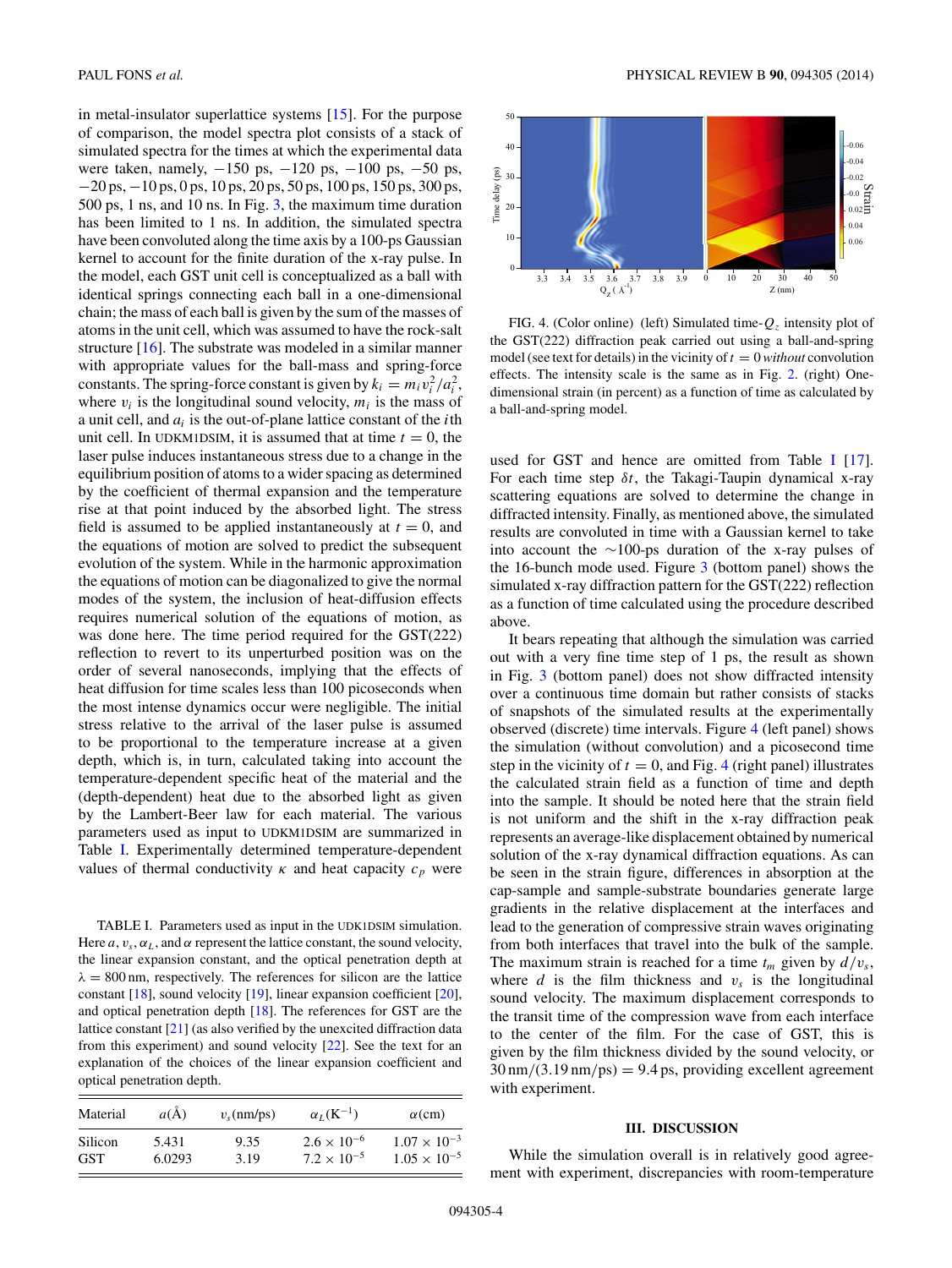in metal-insulator superlattice systems [15]. For the purpose of comparison, the model spectra plot consists of a stack of simulated spectra for the times at which the experimental data were taken, namely, −150 ps, −120 ps, −100 ps, −50 ps, −20 ps, −10 ps, 0 ps, 10 ps, 20 ps, 50 ps, 100 ps, 150 ps, 300 ps, 500 ps, 1 ns, and 10 ns. In Fig. 3, the maximum time duration has been limited to 1 ns. In addition, the simulated spectra have been convolved along the time axis by a 100-ps Gaussian kernel to account for the finite duration of the x-ray pulse. In the model, each GST unit cell is conceptualized as a ball with identical springs connecting each ball in a one-dimensional chain; the mass of each ball is given by the sum of the masses of atoms in the unit cell, which was assumed to have the rock-salt structure [16]. The substrate was modeled in a similar manner with appropriate values for the ball-mass and spring-force constants. The spring-force constant is given by $k_i = m_i v_i^2/a_i^2$, where $v_i$ is the longitudinal sound velocity, $m_i$ is the mass of a unit cell, and $a_i$ is the out-of-plane lattice constant of the $i$th unit cell. In UDKM1DSIM, it is assumed that at time $t = 0$, the laser pulse induces instantaneous stress due to a change in the equilibrium position of atoms to a wider spacing as determined by the coefficient of thermal expansion and the temperature rise at that point induced by the absorbed light. The stress field is assumed to be applied instantaneously at $t = 0$, and the equations of motion are solved to predict the subsequent evolution of the system. While in the harmonic approximation the equations of motion can be diagonalized to give the normal modes of the system, the inclusion of heat-diffusion effects requires numerical solution of the equations of motion, as was done here. The time period required for the GST(222) reflection to revert to its unperturbed position was on the order of several nanoseconds, implying that the effects of heat diffusion for time scales less than 100 picoseconds when the most intense dynamics occur were negligible. The initial stress relative to the arrival of the laser pulse is assumed to be proportional to the temperature increase at a given depth, which is, in turn, calculated taking into account the temperature-dependent specific heat of the material and the (depth-dependent) heat due to the absorbed light as given by the Lambert-Beer law for each material. The various parameters used as input to UDKM1DSIM are summarized in Table I. Experimentally determined temperature-dependent values of thermal conductivity $\kappa$ and heat capacity $c_p$ were used for GST and hence are omitted from Table I [17]. For each time step $\delta t$, the Takagi-Taupin dynamical x-ray scattering equations are solved to determine the change in diffracted intensity. Finally, as mentioned above, the simulated results are convoluted in time with a Gaussian kernel to take into account the ∼100-ps duration of the x-ray pulses of the 16-bunch mode used. Figure 3 (bottom panel) shows the simulated x-ray diffraction pattern for the GST(222) reflection as a function of time calculated using the procedure described above.

TABLE I. Parameters used as input in the UDK1DSIM simulation. Here $a$, $v_s$, $\alpha_L$, and $\alpha$ represent the lattice constant, the sound velocity, the linear expansion constant, and the optical penetration depth at $\lambda = 800$ nm, respectively. The references for silicon are the lattice constant [18], sound velocity [19], linear expansion coefficient [20], and optical penetration depth [18]. The references for GST are the lattice constant [21] (as also verified by the unexcited diffraction data from this experiment) and sound velocity [22]. See the text for an explanation of the choices of the linear expansion coefficient and optical penetration depth.

| Material | $a$(Å) | $v_s$(nm/ps) | $\alpha_L$(K$^{-1}$) | $\alpha$(cm) |
|---|---|---|---|---|
| Silicon | 5.431 | 9.35 | $2.6 \times 10^{-6}$ | $1.07 \times 10^{-3}$ |
| GST | 6.0293 | 3.19 | $7.2 \times 10^{-5}$ | $1.05 \times 10^{-5}$ |

FIG. 4. (Color online) (left) Simulated time-$Q_z$ intensity plot of the GST(222) diffraction peak carried out using a ball-and-spring model (see text for details) in the vicinity of $t = 0$ *without* convolution effects. The intensity scale is the same as in Fig. 2. (right) One-dimensional strain (in percent) as a function of time as calculated by a ball-and-spring model.

It bears repeating that although the simulation was carried out with a very fine time step of 1 ps, the result as shown in Fig. 3 (bottom panel) does not show diffracted intensity over a continuous time domain but rather consists of stacks of snapshots of the simulated results at the experimentally observed (discrete) time intervals. Figure 4 (left panel) shows the simulation (without convolution) and a picosecond time step in the vicinity of $t = 0$, and Fig. 4 (right panel) illustrates the calculated strain field as a function of time and depth into the sample. It should be noted here that the strain field is not uniform and the shift in the x-ray diffraction peak represents an average-like displacement obtained by numerical solution of the x-ray dynamical diffraction equations. As can be seen in the strain figure, differences in absorption at the cap-sample and sample-substrate boundaries generate large gradients in the relative displacement at the interfaces and lead to the generation of compressive strain waves originating from both interfaces that travel into the bulk of the sample. The maximum strain is reached for a time $t_m$ given by $d/v_s$, where $d$ is the film thickness and $v_s$ is the longitudinal sound velocity. The maximum displacement corresponds to the transit time of the compression wave from each interface to the center of the film. For the case of GST, this is given by the film thickness divided by the sound velocity, or $30\,\text{nm}/(3.19\,\text{nm/ps}) = 9.4$ ps, providing excellent agreement with experiment.

## III. DISCUSSION

While the simulation overall is in relatively good agreement with experiment, discrepancies with room-temperature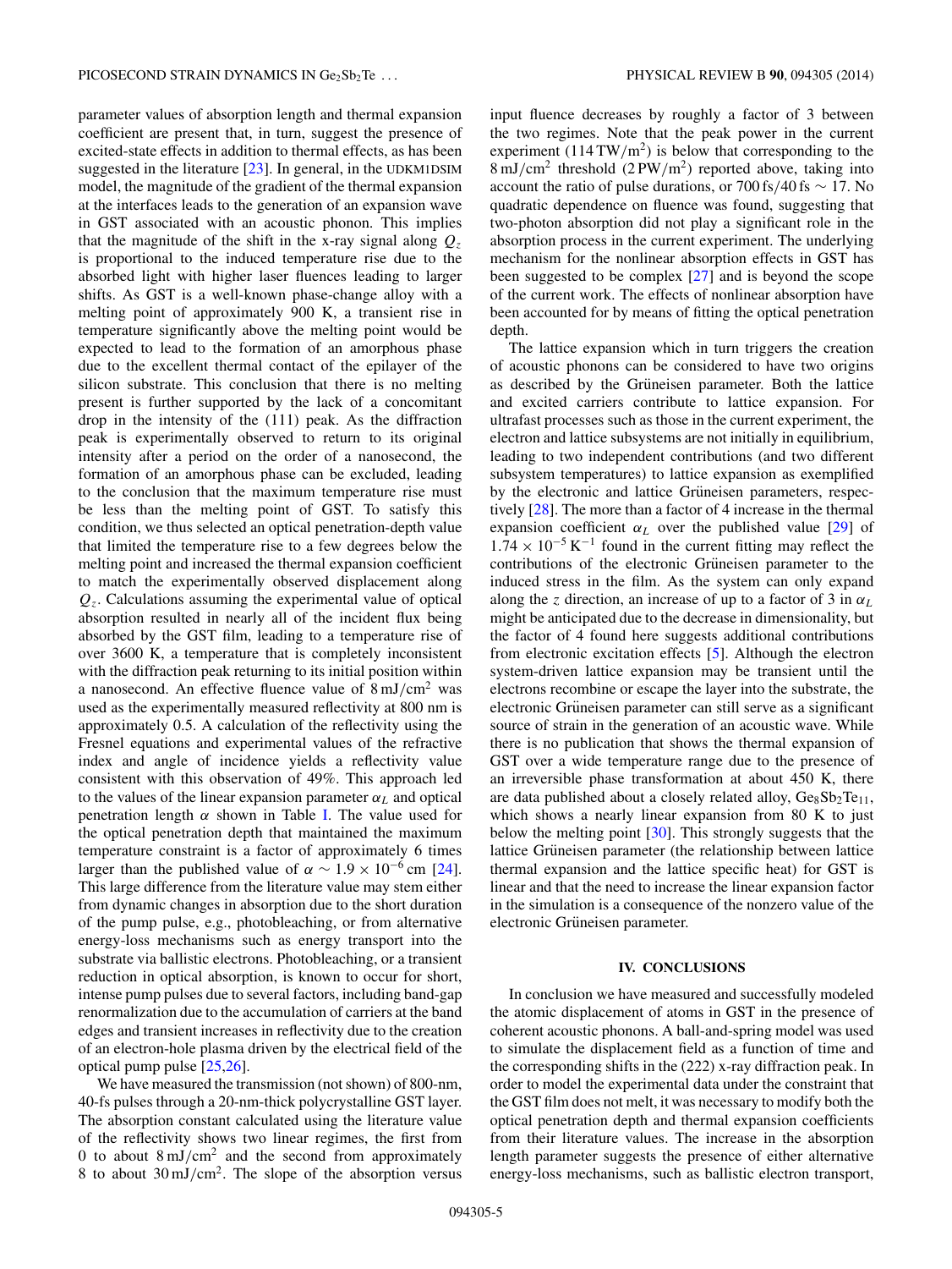parameter values of absorption length and thermal expansion coefficient are present that, in turn, suggest the presence of excited-state effects in addition to thermal effects, as has been suggested in the literature [23]. In general, in the UDKM1DSIM model, the magnitude of the gradient of the thermal expansion at the interfaces leads to the generation of an expansion wave in GST associated with an acoustic phonon. This implies that the magnitude of the shift in the x-ray signal along $Q_z$ is proportional to the induced temperature rise due to the absorbed light with higher laser fluences leading to larger shifts. As GST is a well-known phase-change alloy with a melting point of approximately 900 K, a transient rise in temperature significantly above the melting point would be expected to lead to the formation of an amorphous phase due to the excellent thermal contact of the epilayer of the silicon substrate. This conclusion that there is no melting present is further supported by the lack of a concomitant drop in the intensity of the (111) peak. As the diffraction peak is experimentally observed to return to its original intensity after a period on the order of a nanosecond, the formation of an amorphous phase can be excluded, leading to the conclusion that the maximum temperature rise must be less than the melting point of GST. To satisfy this condition, we thus selected an optical penetration-depth value that limited the temperature rise to a few degrees below the melting point and increased the thermal expansion coefficient to match the experimentally observed displacement along $Q_z$. Calculations assuming the experimental value of optical absorption resulted in nearly all of the incident flux being absorbed by the GST film, leading to a temperature rise of over 3600 K, a temperature that is completely inconsistent with the diffraction peak returning to its initial position within a nanosecond. An effective fluence value of $8\,\mathrm{mJ/cm^2}$ was used as the experimentally measured reflectivity at 800 nm is approximately 0.5. A calculation of the reflectivity using the Fresnel equations and experimental values of the refractive index and angle of incidence yields a reflectivity value consistent with this observation of 49%. This approach led to the values of the linear expansion parameter $\alpha_L$ and optical penetration length $\alpha$ shown in Table I. The value used for the optical penetration depth that maintained the maximum temperature constraint is a factor of approximately 6 times larger than the published value of $\alpha \sim 1.9 \times 10^{-6}$ cm [24]. This large difference from the literature value may stem either from dynamic changes in absorption due to the short duration of the pump pulse, e.g., photobleaching, or from alternative energy-loss mechanisms such as energy transport into the substrate via ballistic electrons. Photobleaching, or a transient reduction in optical absorption, is known to occur for short, intense pump pulses due to several factors, including band-gap renormalization due to the accumulation of carriers at the band edges and transient increases in reflectivity due to the creation of an electron-hole plasma driven by the electrical field of the optical pump pulse [25,26].

We have measured the transmission (not shown) of 800-nm, 40-fs pulses through a 20-nm-thick polycrystalline GST layer. The absorption constant calculated using the literature value of the reflectivity shows two linear regimes, the first from 0 to about $8\,\mathrm{mJ/cm^2}$ and the second from approximately 8 to about $30\,\mathrm{mJ/cm^2}$. The slope of the absorption versus input fluence decreases by roughly a factor of 3 between the two regimes. Note that the peak power in the current experiment ($114\,\mathrm{TW/m^2}$) is below that corresponding to the $8\,\mathrm{mJ/cm^2}$ threshold ($2\,\mathrm{PW/m^2}$) reported above, taking into account the ratio of pulse durations, or $700\,\mathrm{fs}/40\,\mathrm{fs} \sim 17$. No quadratic dependence on fluence was found, suggesting that two-photon absorption did not play a significant role in the absorption process in the current experiment. The underlying mechanism for the nonlinear absorption effects in GST has been suggested to be complex [27] and is beyond the scope of the current work. The effects of nonlinear absorption have been accounted for by means of fitting the optical penetration depth.

The lattice expansion which in turn triggers the creation of acoustic phonons can be considered to have two origins as described by the Grüneisen parameter. Both the lattice and excited carriers contribute to lattice expansion. For ultrafast processes such as those in the current experiment, the electron and lattice subsystems are not initially in equilibrium, leading to two independent contributions (and two different subsystem temperatures) to lattice expansion as exemplified by the electronic and lattice Grüneisen parameters, respectively [28]. The more than a factor of 4 increase in the thermal expansion coefficient $\alpha_L$ over the published value [29] of $1.74 \times 10^{-5}\,\mathrm{K^{-1}}$ found in the current fitting may reflect the contributions of the electronic Grüneisen parameter to the induced stress in the film. As the system can only expand along the $z$ direction, an increase of up to a factor of 3 in $\alpha_L$ might be anticipated due to the decrease in dimensionality, but the factor of 4 found here suggests additional contributions from electronic excitation effects [5]. Although the electron system-driven lattice expansion may be transient until the electrons recombine or escape the layer into the substrate, the electronic Grüneisen parameter can still serve as a significant source of strain in the generation of an acoustic wave. While there is no publication that shows the thermal expansion of GST over a wide temperature range due to the presence of an irreversible phase transformation at about 450 K, there are data published about a closely related alloy, $Ge_8Sb_2Te_{11}$, which shows a nearly linear expansion from 80 K to just below the melting point [30]. This strongly suggests that the lattice Grüneisen parameter (the relationship between lattice thermal expansion and the lattice specific heat) for GST is linear and that the need to increase the linear expansion factor in the simulation is a consequence of the nonzero value of the electronic Grüneisen parameter.

## IV. CONCLUSIONS

In conclusion we have measured and successfully modeled the atomic displacement of atoms in GST in the presence of coherent acoustic phonons. A ball-and-spring model was used to simulate the displacement field as a function of time and the corresponding shifts in the (222) x-ray diffraction peak. In order to model the experimental data under the constraint that the GST film does not melt, it was necessary to modify both the optical penetration depth and thermal expansion coefficients from their literature values. The increase in the absorption length parameter suggests the presence of either alternative energy-loss mechanisms, such as ballistic electron transport,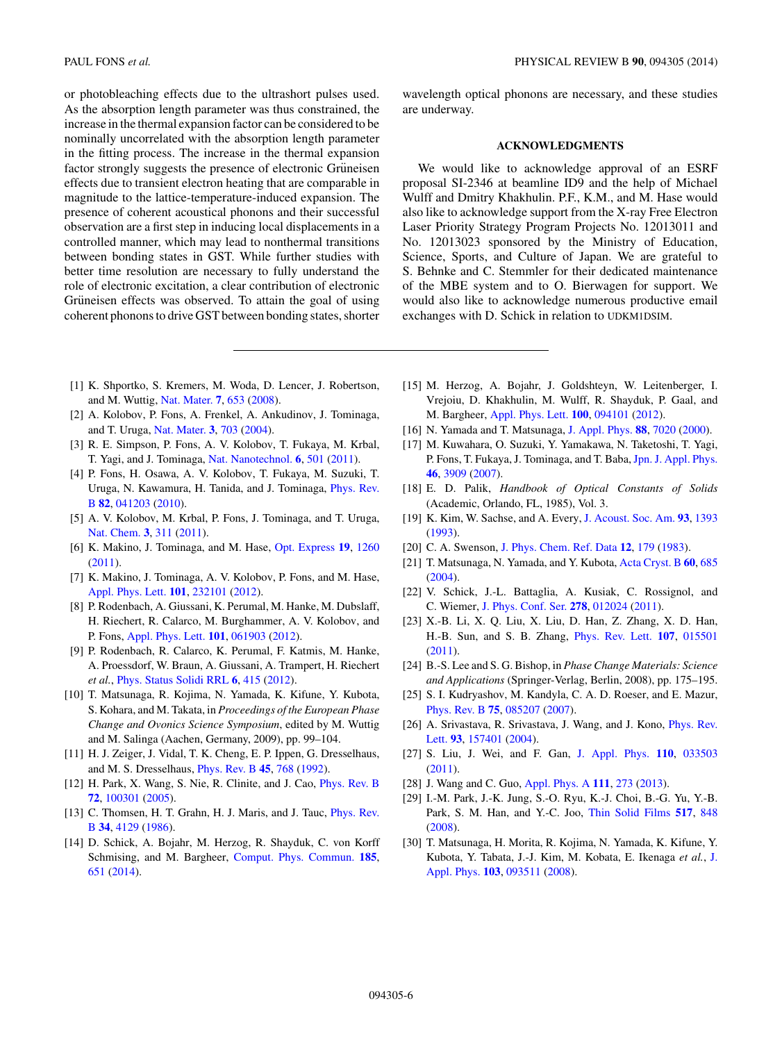or photobleaching effects due to the ultrashort pulses used. As the absorption length parameter was thus constrained, the increase in the thermal expansion factor can be considered to be nominally uncorrelated with the absorption length parameter in the fitting process. The increase in the thermal expansion factor strongly suggests the presence of electronic Grüneisen effects due to transient electron heating that are comparable in magnitude to the lattice-temperature-induced expansion. The presence of coherent acoustical phonons and their successful observation are a first step in inducing local displacements in a controlled manner, which may lead to nonthermal transitions between bonding states in GST. While further studies with better time resolution are necessary to fully understand the role of electronic excitation, a clear contribution of electronic Grüneisen effects was observed. To attain the goal of using coherent phonons to drive GST between bonding states, shorter wavelength optical phonons are necessary, and these studies are underway.

## ACKNOWLEDGMENTS

We would like to acknowledge approval of an ESRF proposal SI-2346 at beamline ID9 and the help of Michael Wulff and Dmitry Khakhulin. P.F., K.M., and M. Hase would also like to acknowledge support from the X-ray Free Electron Laser Priority Strategy Program Projects No. 12013011 and No. 12013023 sponsored by the Ministry of Education, Science, Sports, and Culture of Japan. We are grateful to S. Behnke and C. Stemmler for their dedicated maintenance of the MBE system and to O. Bierwagen for support. We would also like to acknowledge numerous productive email exchanges with D. Schick in relation to UDKM1DSIM.

---

[1] K. Shportko, S. Kremers, M. Woda, D. Lencer, J. Robertson, and M. Wuttig, Nat. Mater. **7**, 653 (2008).

[2] A. Kolobov, P. Fons, A. Frenkel, A. Ankudinov, J. Tominaga, and T. Uruga, Nat. Mater. **3**, 703 (2004).

[3] R. E. Simpson, P. Fons, A. V. Kolobov, T. Fukaya, M. Krbal, T. Yagi, and J. Tominaga, Nat. Nanotechnol. **6**, 501 (2011).

[4] P. Fons, H. Osawa, A. V. Kolobov, T. Fukaya, M. Suzuki, T. Uruga, N. Kawamura, H. Tanida, and J. Tominaga, Phys. Rev. B **82**, 041203 (2010).

[5] A. V. Kolobov, M. Krbal, P. Fons, J. Tominaga, and T. Uruga, Nat. Chem. **3**, 311 (2011).

[6] K. Makino, J. Tominaga, and M. Hase, Opt. Express **19**, 1260 (2011).

[7] K. Makino, J. Tominaga, A. V. Kolobov, P. Fons, and M. Hase, Appl. Phys. Lett. **101**, 232101 (2012).

[8] P. Rodenbach, A. Giussani, K. Perumal, M. Hanke, M. Dubslaff, H. Riechert, R. Calarco, M. Burghammer, A. V. Kolobov, and P. Fons, Appl. Phys. Lett. **101**, 061903 (2012).

[9] P. Rodenbach, R. Calarco, K. Perumal, F. Katmis, M. Hanke, A. Proessdorf, W. Braun, A. Giussani, A. Trampert, H. Riechert *et al.*, Phys. Status Solidi RRL **6**, 415 (2012).

[10] T. Matsunaga, R. Kojima, N. Yamada, K. Kifune, Y. Kubota, S. Kohara, and M. Takata, in *Proceedings of the European Phase Change and Ovonics Science Symposium*, edited by M. Wuttig and M. Salinga (Aachen, Germany, 2009), pp. 99–104.

[11] H. J. Zeiger, J. Vidal, T. K. Cheng, E. P. Ippen, G. Dresselhaus, and M. S. Dresselhaus, Phys. Rev. B **45**, 768 (1992).

[12] H. Park, X. Wang, S. Nie, R. Clinite, and J. Cao, Phys. Rev. B **72**, 100301 (2005).

[13] C. Thomsen, H. T. Grahn, H. J. Maris, and J. Tauc, Phys. Rev. B **34**, 4129 (1986).

[14] D. Schick, A. Bojahr, M. Herzog, R. Shayduk, C. von Korff Schmising, and M. Bargheer, Comput. Phys. Commun. **185**, 651 (2014).

[15] M. Herzog, A. Bojahr, J. Goldshteyn, W. Leitenberger, I. Vrejoiu, D. Khakhulin, M. Wulff, R. Shayduk, P. Gaal, and M. Bargheer, Appl. Phys. Lett. **100**, 094101 (2012).

[16] N. Yamada and T. Matsunaga, J. Appl. Phys. **88**, 7020 (2000).

[17] M. Kuwahara, O. Suzuki, Y. Yamakawa, N. Taketoshi, T. Yagi, P. Fons, T. Fukaya, J. Tominaga, and T. Baba, Jpn. J. Appl. Phys. **46**, 3909 (2007).

[18] E. D. Palik, *Handbook of Optical Constants of Solids* (Academic, Orlando, FL, 1985), Vol. 3.

[19] K. Kim, W. Sachse, and A. Every, J. Acoust. Soc. Am. **93**, 1393 (1993).

[20] C. A. Swenson, J. Phys. Chem. Ref. Data **12**, 179 (1983).

[21] T. Matsunaga, N. Yamada, and Y. Kubota, Acta Cryst. B **60**, 685 (2004).

[22] V. Schick, J.-L. Battaglia, A. Kusiak, C. Rossignol, and C. Wiemer, J. Phys. Conf. Ser. **278**, 012024 (2011).

[23] X.-B. Li, X. Q. Liu, X. Liu, D. Han, Z. Zhang, X. D. Han, H.-B. Sun, and S. B. Zhang, Phys. Rev. Lett. **107**, 015501 (2011).

[24] B.-S. Lee and S. G. Bishop, in *Phase Change Materials: Science and Applications* (Springer-Verlag, Berlin, 2008), pp. 175–195.

[25] S. I. Kudryashov, M. Kandyla, C. A. D. Roeser, and E. Mazur, Phys. Rev. B **75**, 085207 (2007).

[26] A. Srivastava, R. Srivastava, J. Wang, and J. Kono, Phys. Rev. Lett. **93**, 157401 (2004).

[27] S. Liu, J. Wei, and F. Gan, J. Appl. Phys. **110**, 033503 (2011).

[28] J. Wang and C. Guo, Appl. Phys. A **111**, 273 (2013).

[29] I.-M. Park, J.-K. Jung, S.-O. Ryu, K.-J. Choi, B.-G. Yu, Y.-B. Park, S. M. Han, and Y.-C. Joo, Thin Solid Films **517**, 848 (2008).

[30] T. Matsunaga, H. Morita, R. Kojima, N. Yamada, K. Kifune, Y. Kubota, Y. Tabata, J.-J. Kim, M. Kobata, E. Ikenaga *et al.*, J. Appl. Phys. **103**, 093511 (2008).